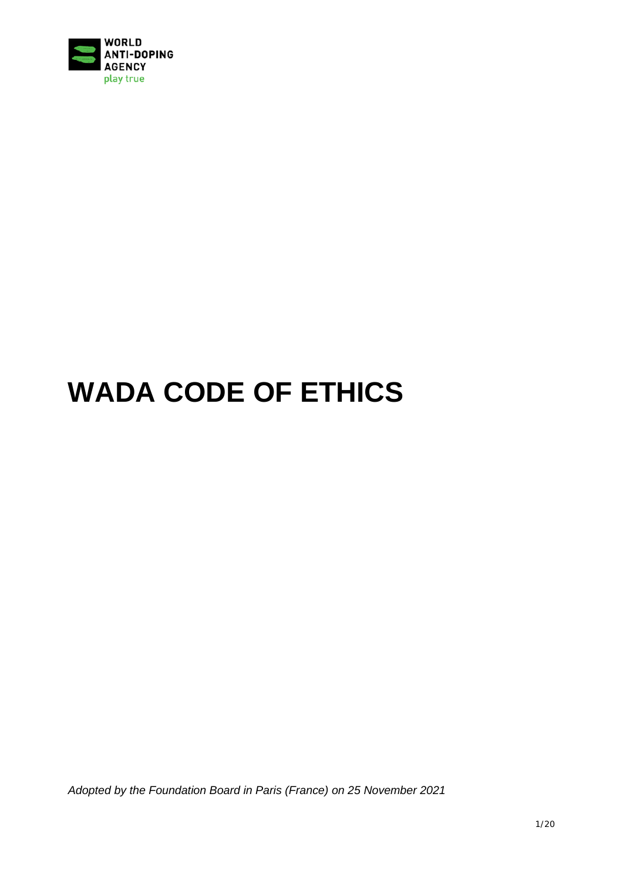WORLD ANTI-DOPING AGENCY

play true

# WADA CODE OF ETHICS

*Adopted by the Foundation Board in Paris (France) on 25 November 2021*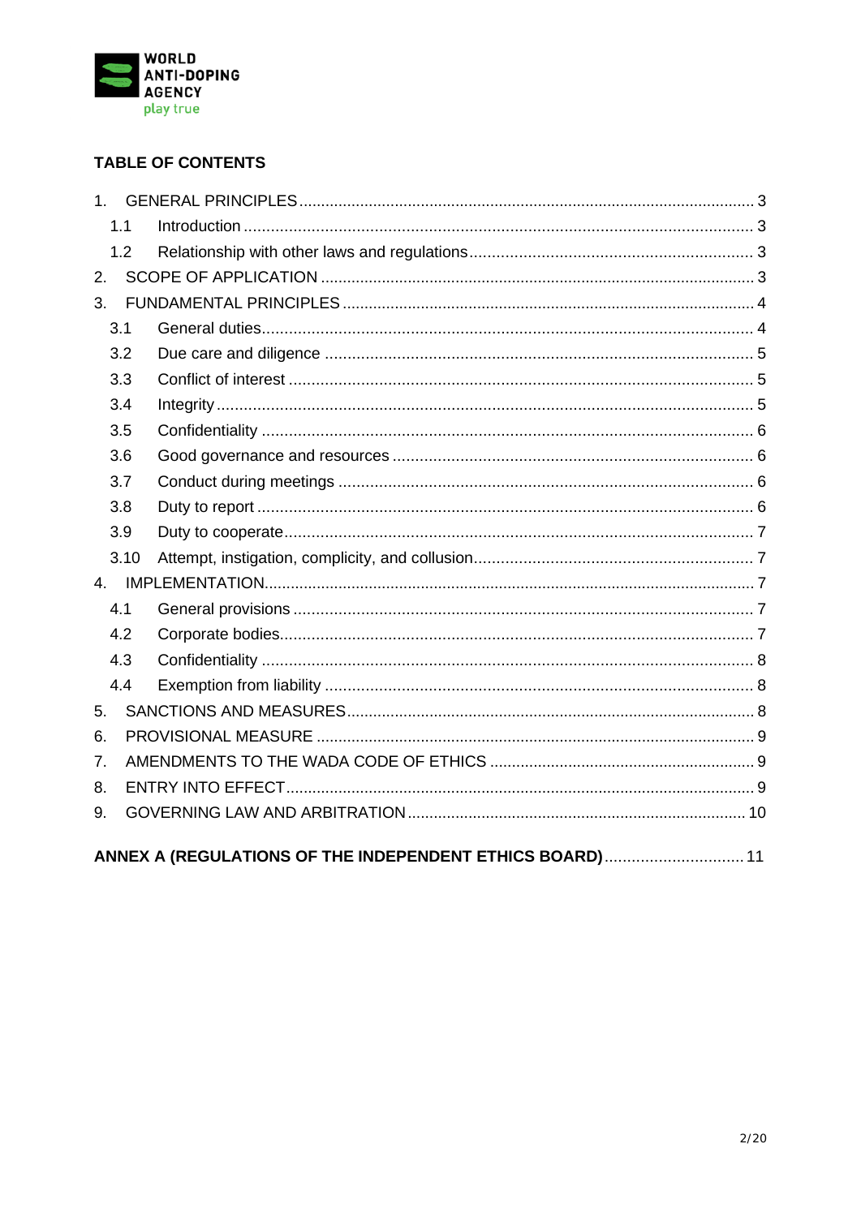## TABLE OF CONTENTS

1. GENERAL PRINCIPLES ..... 3
   - 1.1 Introduction ..... 3
   - 1.2 Relationship with other laws and regulations ..... 3
2. SCOPE OF APPLICATION ..... 3
3. FUNDAMENTAL PRINCIPLES ..... 4
   - 3.1 General duties ..... 4
   - 3.2 Due care and diligence ..... 5
   - 3.3 Conflict of interest ..... 5
   - 3.4 Integrity ..... 5
   - 3.5 Confidentiality ..... 6
   - 3.6 Good governance and resources ..... 6
   - 3.7 Conduct during meetings ..... 6
   - 3.8 Duty to report ..... 6
   - 3.9 Duty to cooperate ..... 7
   - 3.10 Attempt, instigation, complicity, and collusion ..... 7
4. IMPLEMENTATION ..... 7
   - 4.1 General provisions ..... 7
   - 4.2 Corporate bodies ..... 7
   - 4.3 Confidentiality ..... 8
   - 4.4 Exemption from liability ..... 8
5. SANCTIONS AND MEASURES ..... 8
6. PROVISIONAL MEASURE ..... 9
7. AMENDMENTS TO THE WADA CODE OF ETHICS ..... 9
8. ENTRY INTO EFFECT ..... 9
9. GOVERNING LAW AND ARBITRATION ..... 10

**ANNEX A (REGULATIONS OF THE INDEPENDENT ETHICS BOARD)** ..... 11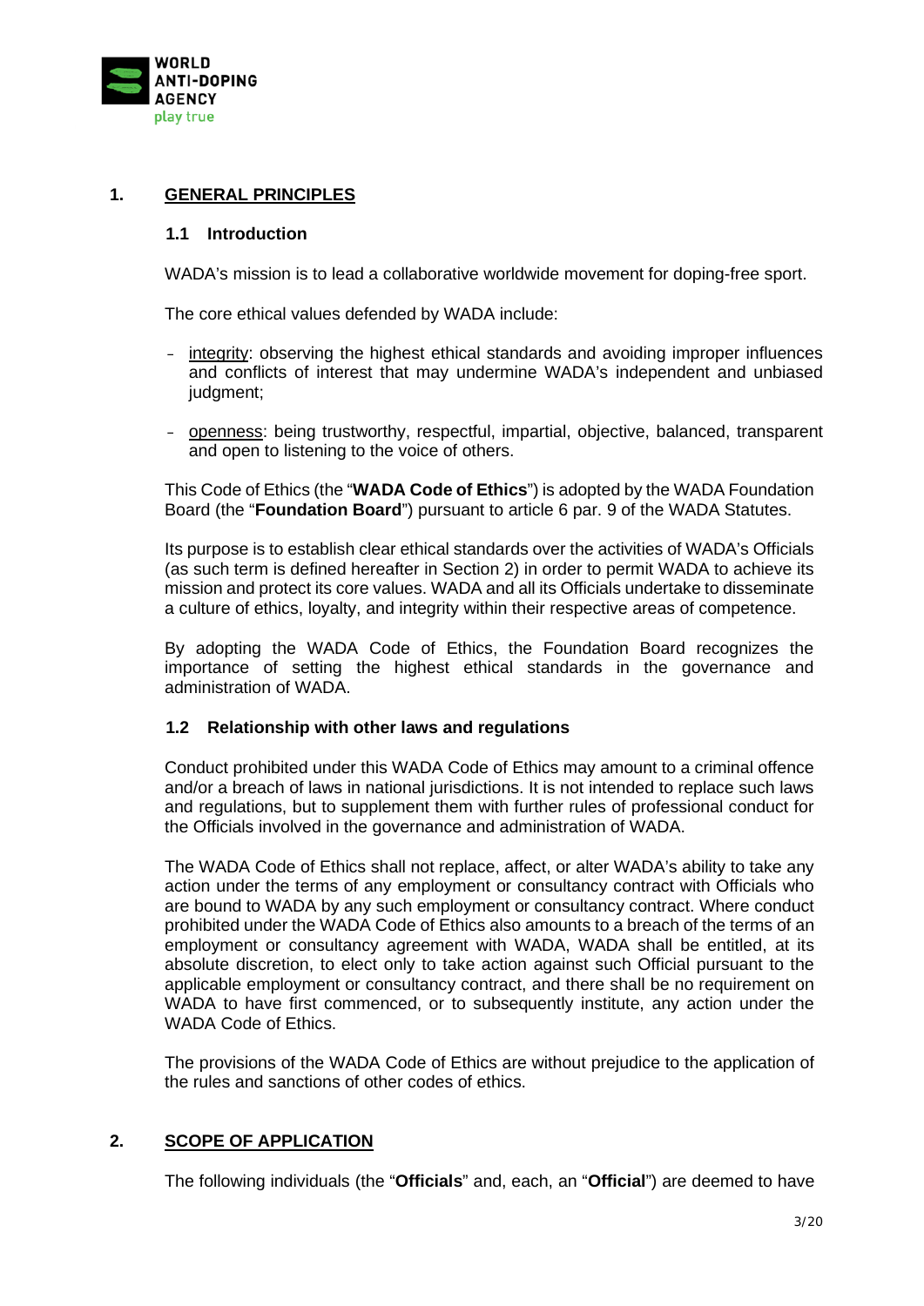## 1. GENERAL PRINCIPLES

### 1.1 Introduction

WADA's mission is to lead a collaborative worldwide movement for doping-free sport.

The core ethical values defended by WADA include:

- integrity: observing the highest ethical standards and avoiding improper influences and conflicts of interest that may undermine WADA's independent and unbiased judgment;
- openness: being trustworthy, respectful, impartial, objective, balanced, transparent and open to listening to the voice of others.

This Code of Ethics (the "**WADA Code of Ethics**") is adopted by the WADA Foundation Board (the "**Foundation Board**") pursuant to article 6 par. 9 of the WADA Statutes.

Its purpose is to establish clear ethical standards over the activities of WADA's Officials (as such term is defined hereafter in Section 2) in order to permit WADA to achieve its mission and protect its core values. WADA and all its Officials undertake to disseminate a culture of ethics, loyalty, and integrity within their respective areas of competence.

By adopting the WADA Code of Ethics, the Foundation Board recognizes the importance of setting the highest ethical standards in the governance and administration of WADA.

### 1.2 Relationship with other laws and regulations

Conduct prohibited under this WADA Code of Ethics may amount to a criminal offence and/or a breach of laws in national jurisdictions. It is not intended to replace such laws and regulations, but to supplement them with further rules of professional conduct for the Officials involved in the governance and administration of WADA.

The WADA Code of Ethics shall not replace, affect, or alter WADA's ability to take any action under the terms of any employment or consultancy contract with Officials who are bound to WADA by any such employment or consultancy contract. Where conduct prohibited under the WADA Code of Ethics also amounts to a breach of the terms of an employment or consultancy agreement with WADA, WADA shall be entitled, at its absolute discretion, to elect only to take action against such Official pursuant to the applicable employment or consultancy contract, and there shall be no requirement on WADA to have first commenced, or to subsequently institute, any action under the WADA Code of Ethics.

The provisions of the WADA Code of Ethics are without prejudice to the application of the rules and sanctions of other codes of ethics.

## 2. SCOPE OF APPLICATION

The following individuals (the "**Officials**" and, each, an "**Official**") are deemed to have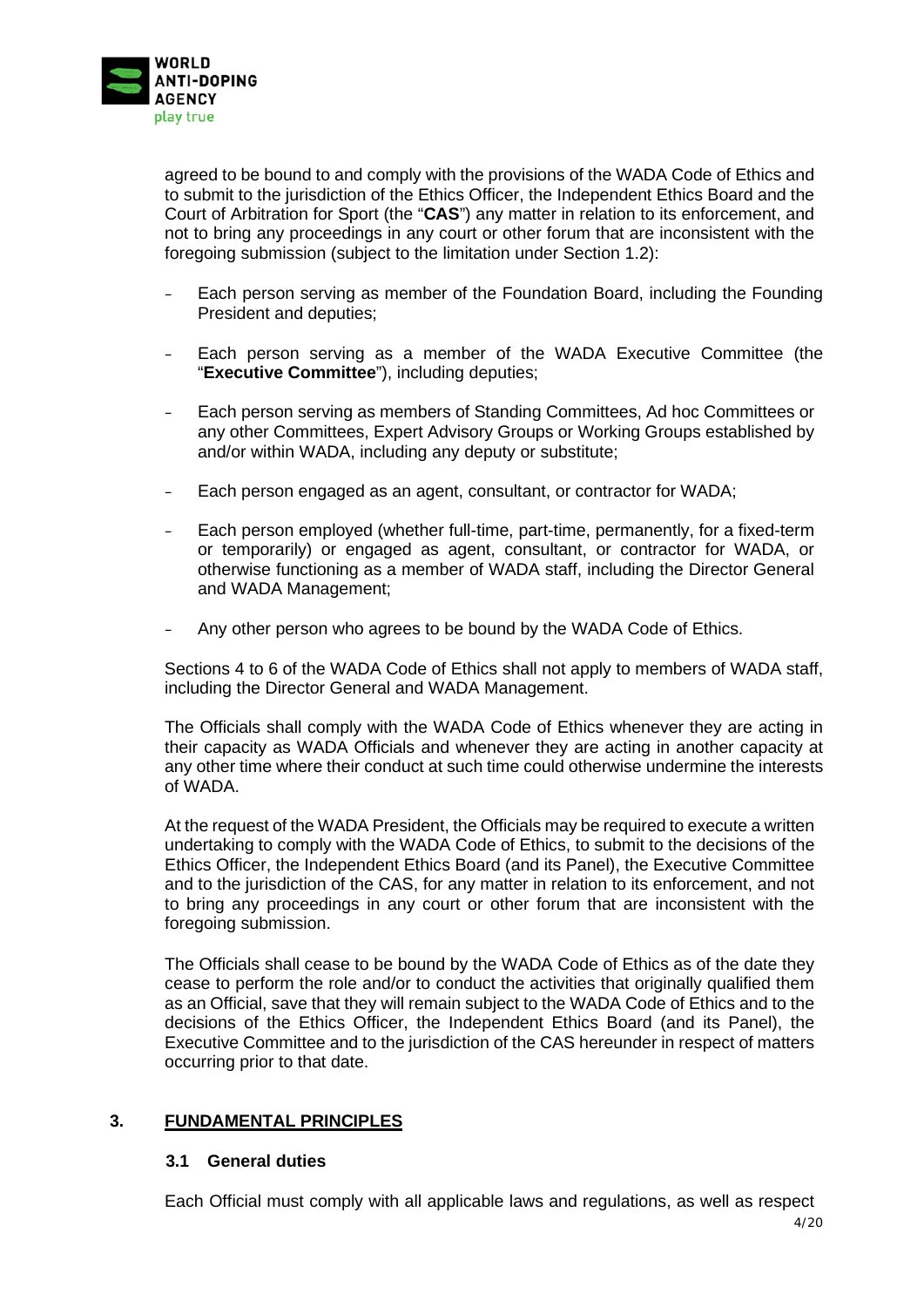agreed to be bound to and comply with the provisions of the WADA Code of Ethics and to submit to the jurisdiction of the Ethics Officer, the Independent Ethics Board and the Court of Arbitration for Sport (the "**CAS**") any matter in relation to its enforcement, and not to bring any proceedings in any court or other forum that are inconsistent with the foregoing submission (subject to the limitation under Section 1.2):

- Each person serving as member of the Foundation Board, including the Founding President and deputies;
- Each person serving as a member of the WADA Executive Committee (the "**Executive Committee**"), including deputies;
- Each person serving as members of Standing Committees, Ad hoc Committees or any other Committees, Expert Advisory Groups or Working Groups established by and/or within WADA, including any deputy or substitute;
- Each person engaged as an agent, consultant, or contractor for WADA;
- Each person employed (whether full-time, part-time, permanently, for a fixed-term or temporarily) or engaged as agent, consultant, or contractor for WADA, or otherwise functioning as a member of WADA staff, including the Director General and WADA Management;
- Any other person who agrees to be bound by the WADA Code of Ethics.

Sections 4 to 6 of the WADA Code of Ethics shall not apply to members of WADA staff, including the Director General and WADA Management.

The Officials shall comply with the WADA Code of Ethics whenever they are acting in their capacity as WADA Officials and whenever they are acting in another capacity at any other time where their conduct at such time could otherwise undermine the interests of WADA.

At the request of the WADA President, the Officials may be required to execute a written undertaking to comply with the WADA Code of Ethics, to submit to the decisions of the Ethics Officer, the Independent Ethics Board (and its Panel), the Executive Committee and to the jurisdiction of the CAS, for any matter in relation to its enforcement, and not to bring any proceedings in any court or other forum that are inconsistent with the foregoing submission.

The Officials shall cease to be bound by the WADA Code of Ethics as of the date they cease to perform the role and/or to conduct the activities that originally qualified them as an Official, save that they will remain subject to the WADA Code of Ethics and to the decisions of the Ethics Officer, the Independent Ethics Board (and its Panel), the Executive Committee and to the jurisdiction of the CAS hereunder in respect of matters occurring prior to that date.

## 3. FUNDAMENTAL PRINCIPLES

### 3.1 General duties

Each Official must comply with all applicable laws and regulations, as well as respect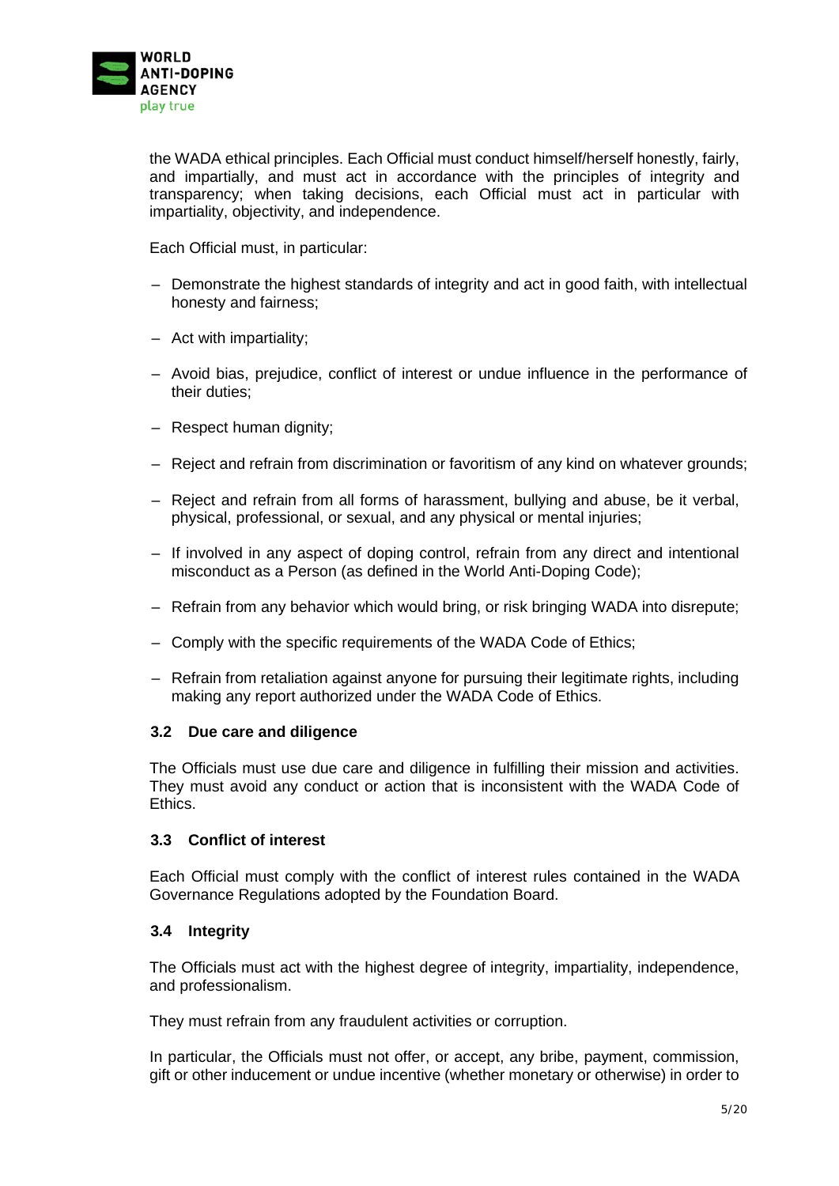the WADA ethical principles. Each Official must conduct himself/herself honestly, fairly, and impartially, and must act in accordance with the principles of integrity and transparency; when taking decisions, each Official must act in particular with impartiality, objectivity, and independence.

Each Official must, in particular:

- Demonstrate the highest standards of integrity and act in good faith, with intellectual honesty and fairness;
- Act with impartiality;
- Avoid bias, prejudice, conflict of interest or undue influence in the performance of their duties;
- Respect human dignity;
- Reject and refrain from discrimination or favoritism of any kind on whatever grounds;
- Reject and refrain from all forms of harassment, bullying and abuse, be it verbal, physical, professional, or sexual, and any physical or mental injuries;
- If involved in any aspect of doping control, refrain from any direct and intentional misconduct as a Person (as defined in the World Anti-Doping Code);
- Refrain from any behavior which would bring, or risk bringing WADA into disrepute;
- Comply with the specific requirements of the WADA Code of Ethics;
- Refrain from retaliation against anyone for pursuing their legitimate rights, including making any report authorized under the WADA Code of Ethics.

### 3.2 Due care and diligence

The Officials must use due care and diligence in fulfilling their mission and activities. They must avoid any conduct or action that is inconsistent with the WADA Code of Ethics.

### 3.3 Conflict of interest

Each Official must comply with the conflict of interest rules contained in the WADA Governance Regulations adopted by the Foundation Board.

### 3.4 Integrity

The Officials must act with the highest degree of integrity, impartiality, independence, and professionalism.

They must refrain from any fraudulent activities or corruption.

In particular, the Officials must not offer, or accept, any bribe, payment, commission, gift or other inducement or undue incentive (whether monetary or otherwise) in order to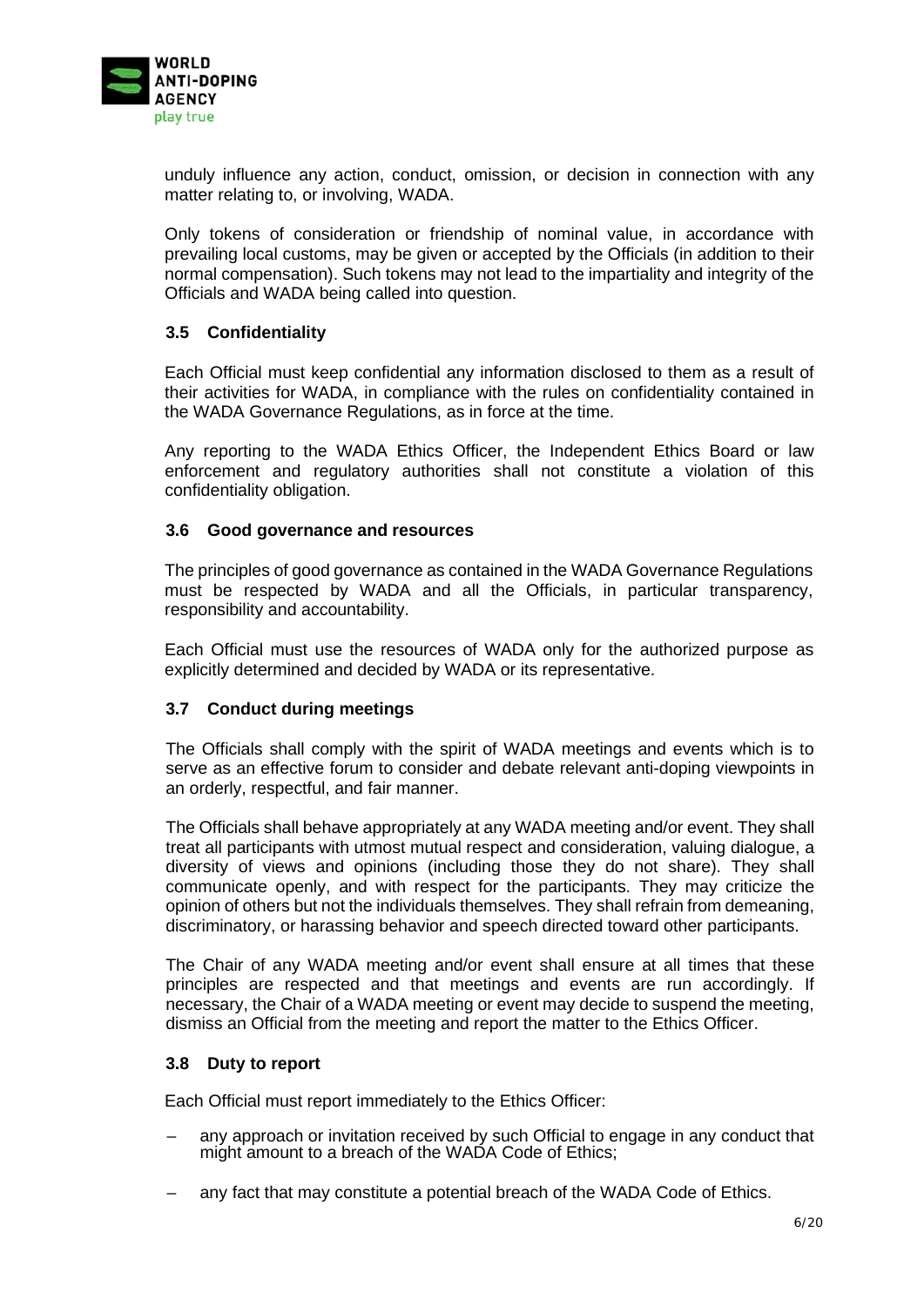unduly influence any action, conduct, omission, or decision in connection with any matter relating to, or involving, WADA.

Only tokens of consideration or friendship of nominal value, in accordance with prevailing local customs, may be given or accepted by the Officials (in addition to their normal compensation). Such tokens may not lead to the impartiality and integrity of the Officials and WADA being called into question.

### 3.5 Confidentiality

Each Official must keep confidential any information disclosed to them as a result of their activities for WADA, in compliance with the rules on confidentiality contained in the WADA Governance Regulations, as in force at the time.

Any reporting to the WADA Ethics Officer, the Independent Ethics Board or law enforcement and regulatory authorities shall not constitute a violation of this confidentiality obligation.

### 3.6 Good governance and resources

The principles of good governance as contained in the WADA Governance Regulations must be respected by WADA and all the Officials, in particular transparency, responsibility and accountability.

Each Official must use the resources of WADA only for the authorized purpose as explicitly determined and decided by WADA or its representative.

### 3.7 Conduct during meetings

The Officials shall comply with the spirit of WADA meetings and events which is to serve as an effective forum to consider and debate relevant anti-doping viewpoints in an orderly, respectful, and fair manner.

The Officials shall behave appropriately at any WADA meeting and/or event. They shall treat all participants with utmost mutual respect and consideration, valuing dialogue, a diversity of views and opinions (including those they do not share). They shall communicate openly, and with respect for the participants. They may criticize the opinion of others but not the individuals themselves. They shall refrain from demeaning, discriminatory, or harassing behavior and speech directed toward other participants.

The Chair of any WADA meeting and/or event shall ensure at all times that these principles are respected and that meetings and events are run accordingly. If necessary, the Chair of a WADA meeting or event may decide to suspend the meeting, dismiss an Official from the meeting and report the matter to the Ethics Officer.

### 3.8 Duty to report

Each Official must report immediately to the Ethics Officer:

- any approach or invitation received by such Official to engage in any conduct that might amount to a breach of the WADA Code of Ethics;
- any fact that may constitute a potential breach of the WADA Code of Ethics.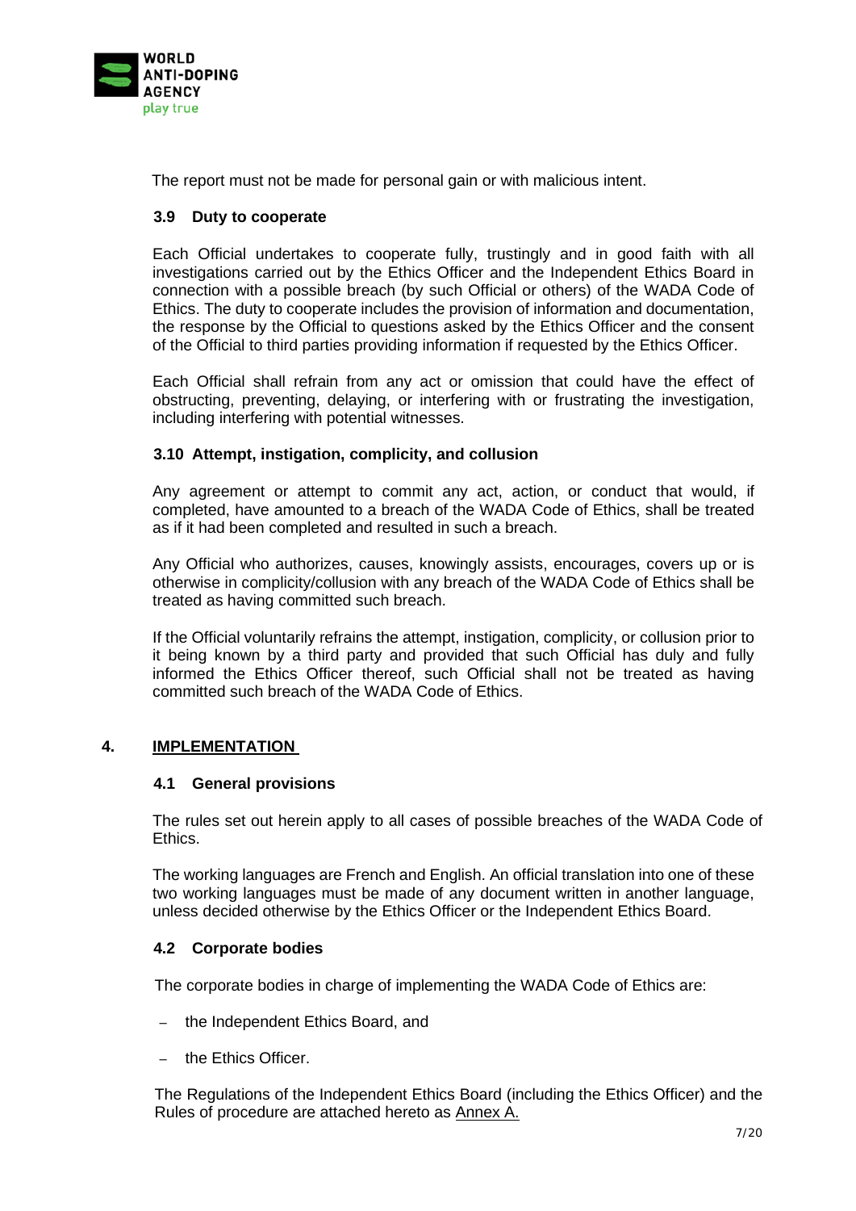The report must not be made for personal gain or with malicious intent.

### 3.9 Duty to cooperate

Each Official undertakes to cooperate fully, trustingly and in good faith with all investigations carried out by the Ethics Officer and the Independent Ethics Board in connection with a possible breach (by such Official or others) of the WADA Code of Ethics. The duty to cooperate includes the provision of information and documentation, the response by the Official to questions asked by the Ethics Officer and the consent of the Official to third parties providing information if requested by the Ethics Officer.

Each Official shall refrain from any act or omission that could have the effect of obstructing, preventing, delaying, or interfering with or frustrating the investigation, including interfering with potential witnesses.

### 3.10 Attempt, instigation, complicity, and collusion

Any agreement or attempt to commit any act, action, or conduct that would, if completed, have amounted to a breach of the WADA Code of Ethics, shall be treated as if it had been completed and resulted in such a breach.

Any Official who authorizes, causes, knowingly assists, encourages, covers up or is otherwise in complicity/collusion with any breach of the WADA Code of Ethics shall be treated as having committed such breach.

If the Official voluntarily refrains the attempt, instigation, complicity, or collusion prior to it being known by a third party and provided that such Official has duly and fully informed the Ethics Officer thereof, such Official shall not be treated as having committed such breach of the WADA Code of Ethics.

## 4. IMPLEMENTATION

### 4.1 General provisions

The rules set out herein apply to all cases of possible breaches of the WADA Code of Ethics.

The working languages are French and English. An official translation into one of these two working languages must be made of any document written in another language, unless decided otherwise by the Ethics Officer or the Independent Ethics Board.

### 4.2 Corporate bodies

The corporate bodies in charge of implementing the WADA Code of Ethics are:

- the Independent Ethics Board, and
- the Ethics Officer.

The Regulations of the Independent Ethics Board (including the Ethics Officer) and the Rules of procedure are attached hereto as Annex A.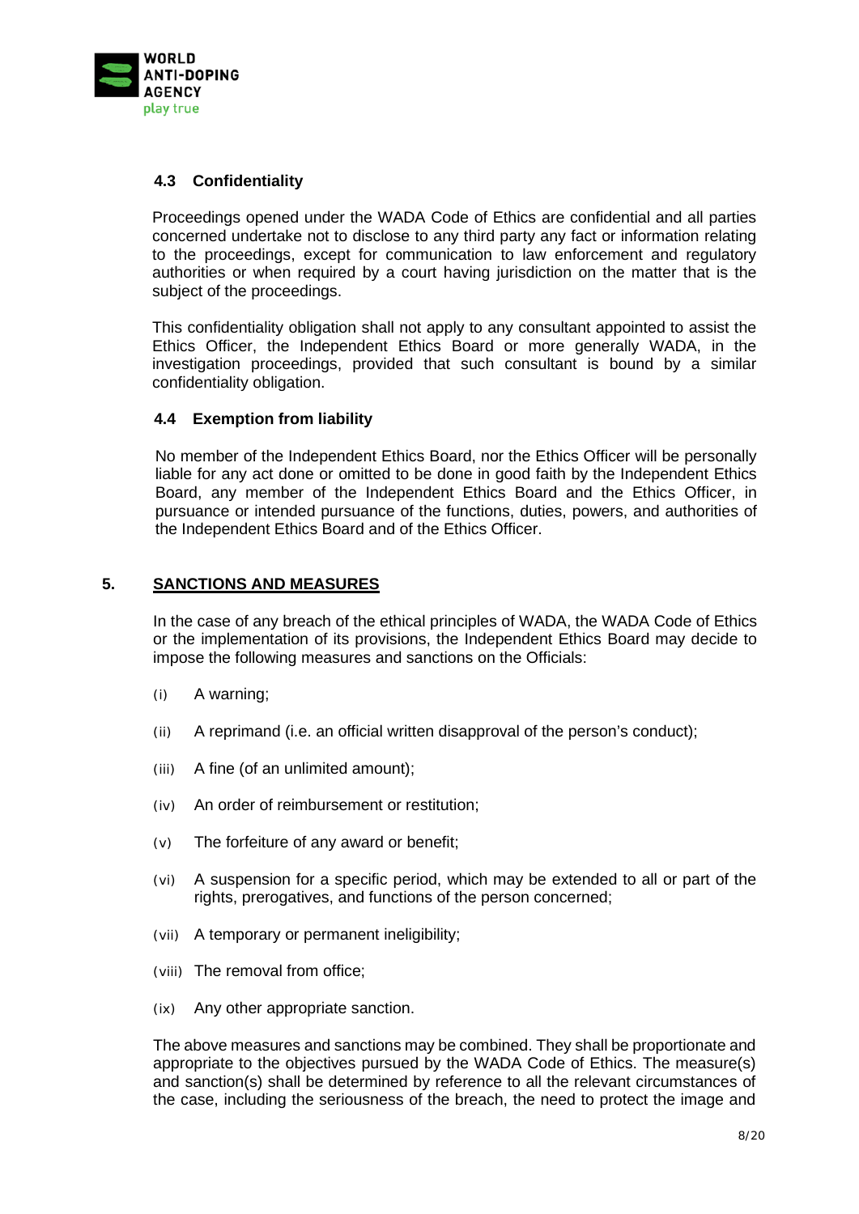### 4.3 Confidentiality

Proceedings opened under the WADA Code of Ethics are confidential and all parties concerned undertake not to disclose to any third party any fact or information relating to the proceedings, except for communication to law enforcement and regulatory authorities or when required by a court having jurisdiction on the matter that is the subject of the proceedings.

This confidentiality obligation shall not apply to any consultant appointed to assist the Ethics Officer, the Independent Ethics Board or more generally WADA, in the investigation proceedings, provided that such consultant is bound by a similar confidentiality obligation.

### 4.4 Exemption from liability

No member of the Independent Ethics Board, nor the Ethics Officer will be personally liable for any act done or omitted to be done in good faith by the Independent Ethics Board, any member of the Independent Ethics Board and the Ethics Officer, in pursuance or intended pursuance of the functions, duties, powers, and authorities of the Independent Ethics Board and of the Ethics Officer.

## 5. SANCTIONS AND MEASURES

In the case of any breach of the ethical principles of WADA, the WADA Code of Ethics or the implementation of its provisions, the Independent Ethics Board may decide to impose the following measures and sanctions on the Officials:

(i) A warning;

(ii) A reprimand (i.e. an official written disapproval of the person's conduct);

(iii) A fine (of an unlimited amount);

(iv) An order of reimbursement or restitution;

(v) The forfeiture of any award or benefit;

(vi) A suspension for a specific period, which may be extended to all or part of the rights, prerogatives, and functions of the person concerned;

(vii) A temporary or permanent ineligibility;

(viii) The removal from office;

(ix) Any other appropriate sanction.

The above measures and sanctions may be combined. They shall be proportionate and appropriate to the objectives pursued by the WADA Code of Ethics. The measure(s) and sanction(s) shall be determined by reference to all the relevant circumstances of the case, including the seriousness of the breach, the need to protect the image and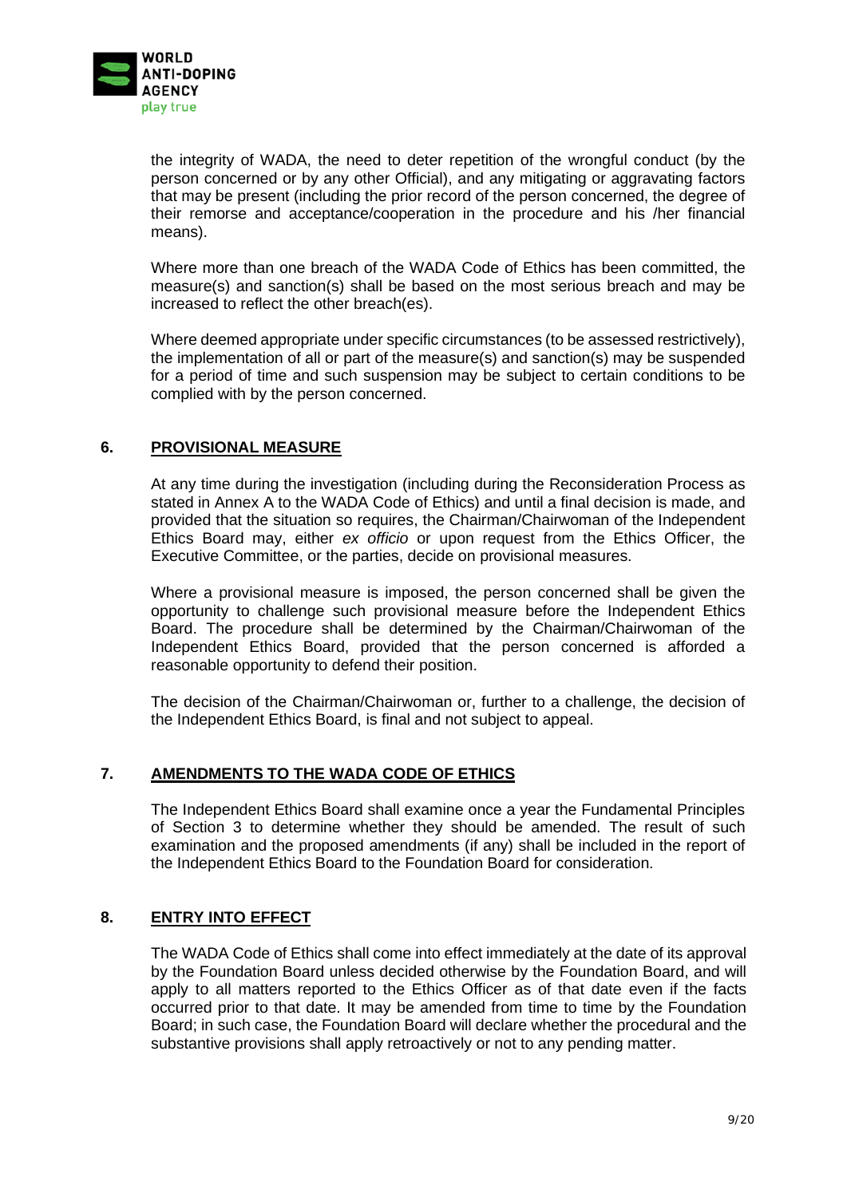the integrity of WADA, the need to deter repetition of the wrongful conduct (by the person concerned or by any other Official), and any mitigating or aggravating factors that may be present (including the prior record of the person concerned, the degree of their remorse and acceptance/cooperation in the procedure and his /her financial means).

Where more than one breach of the WADA Code of Ethics has been committed, the measure(s) and sanction(s) shall be based on the most serious breach and may be increased to reflect the other breach(es).

Where deemed appropriate under specific circumstances (to be assessed restrictively), the implementation of all or part of the measure(s) and sanction(s) may be suspended for a period of time and such suspension may be subject to certain conditions to be complied with by the person concerned.

## 6. PROVISIONAL MEASURE

At any time during the investigation (including during the Reconsideration Process as stated in Annex A to the WADA Code of Ethics) and until a final decision is made, and provided that the situation so requires, the Chairman/Chairwoman of the Independent Ethics Board may, either *ex officio* or upon request from the Ethics Officer, the Executive Committee, or the parties, decide on provisional measures.

Where a provisional measure is imposed, the person concerned shall be given the opportunity to challenge such provisional measure before the Independent Ethics Board. The procedure shall be determined by the Chairman/Chairwoman of the Independent Ethics Board, provided that the person concerned is afforded a reasonable opportunity to defend their position.

The decision of the Chairman/Chairwoman or, further to a challenge, the decision of the Independent Ethics Board, is final and not subject to appeal.

## 7. AMENDMENTS TO THE WADA CODE OF ETHICS

The Independent Ethics Board shall examine once a year the Fundamental Principles of Section 3 to determine whether they should be amended. The result of such examination and the proposed amendments (if any) shall be included in the report of the Independent Ethics Board to the Foundation Board for consideration.

## 8. ENTRY INTO EFFECT

The WADA Code of Ethics shall come into effect immediately at the date of its approval by the Foundation Board unless decided otherwise by the Foundation Board, and will apply to all matters reported to the Ethics Officer as of that date even if the facts occurred prior to that date. It may be amended from time to time by the Foundation Board; in such case, the Foundation Board will declare whether the procedural and the substantive provisions shall apply retroactively or not to any pending matter.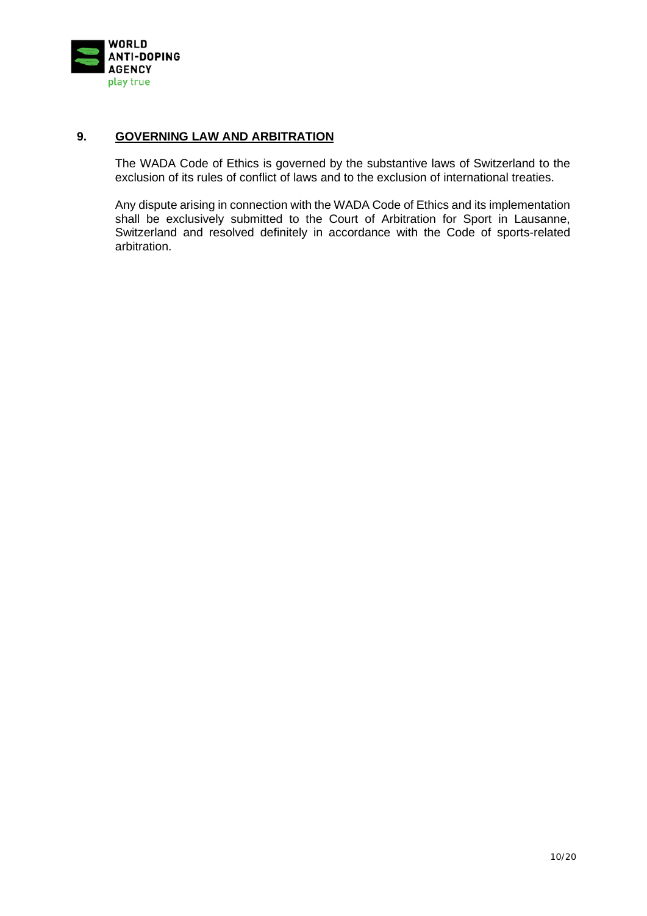## 9. GOVERNING LAW AND ARBITRATION

The WADA Code of Ethics is governed by the substantive laws of Switzerland to the exclusion of its rules of conflict of laws and to the exclusion of international treaties.

Any dispute arising in connection with the WADA Code of Ethics and its implementation shall be exclusively submitted to the Court of Arbitration for Sport in Lausanne, Switzerland and resolved definitely in accordance with the Code of sports-related arbitration.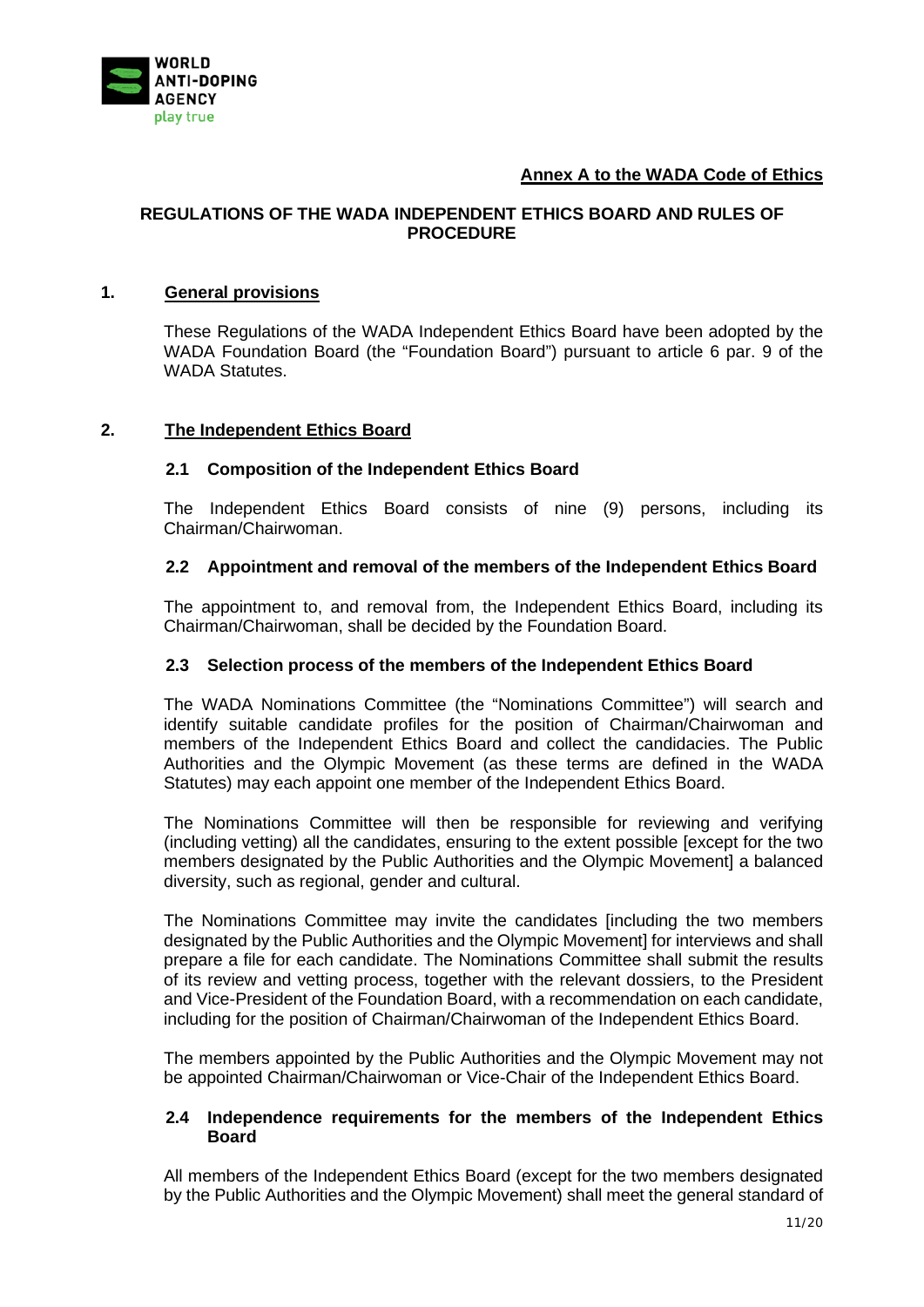**Annex A to the WADA Code of Ethics**

## REGULATIONS OF THE WADA INDEPENDENT ETHICS BOARD AND RULES OF PROCEDURE

## 1. General provisions

These Regulations of the WADA Independent Ethics Board have been adopted by the WADA Foundation Board (the "Foundation Board") pursuant to article 6 par. 9 of the WADA Statutes.

## 2. The Independent Ethics Board

### 2.1 Composition of the Independent Ethics Board

The Independent Ethics Board consists of nine (9) persons, including its Chairman/Chairwoman.

### 2.2 Appointment and removal of the members of the Independent Ethics Board

The appointment to, and removal from, the Independent Ethics Board, including its Chairman/Chairwoman, shall be decided by the Foundation Board.

### 2.3 Selection process of the members of the Independent Ethics Board

The WADA Nominations Committee (the "Nominations Committee") will search and identify suitable candidate profiles for the position of Chairman/Chairwoman and members of the Independent Ethics Board and collect the candidacies. The Public Authorities and the Olympic Movement (as these terms are defined in the WADA Statutes) may each appoint one member of the Independent Ethics Board.

The Nominations Committee will then be responsible for reviewing and verifying (including vetting) all the candidates, ensuring to the extent possible [except for the two members designated by the Public Authorities and the Olympic Movement] a balanced diversity, such as regional, gender and cultural.

The Nominations Committee may invite the candidates [including the two members designated by the Public Authorities and the Olympic Movement] for interviews and shall prepare a file for each candidate. The Nominations Committee shall submit the results of its review and vetting process, together with the relevant dossiers, to the President and Vice-President of the Foundation Board, with a recommendation on each candidate, including for the position of Chairman/Chairwoman of the Independent Ethics Board.

The members appointed by the Public Authorities and the Olympic Movement may not be appointed Chairman/Chairwoman or Vice-Chair of the Independent Ethics Board.

### 2.4 Independence requirements for the members of the Independent Ethics Board

All members of the Independent Ethics Board (except for the two members designated by the Public Authorities and the Olympic Movement) shall meet the general standard of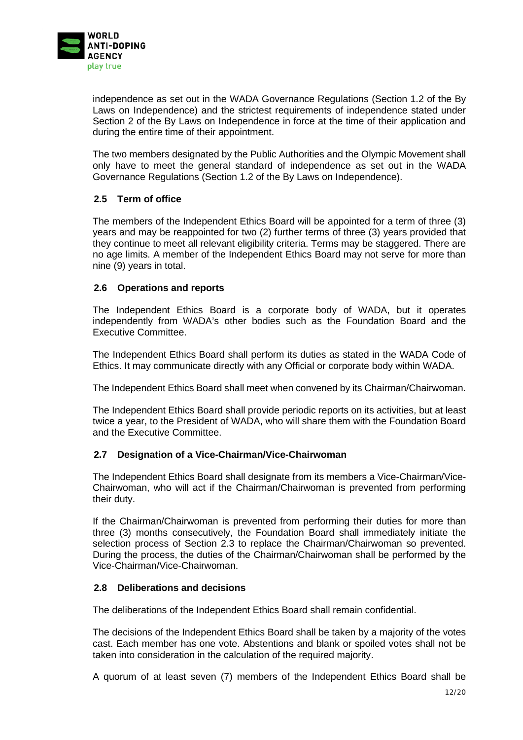independence as set out in the WADA Governance Regulations (Section 1.2 of the By Laws on Independence) and the strictest requirements of independence stated under Section 2 of the By Laws on Independence in force at the time of their application and during the entire time of their appointment.

The two members designated by the Public Authorities and the Olympic Movement shall only have to meet the general standard of independence as set out in the WADA Governance Regulations (Section 1.2 of the By Laws on Independence).

### 2.5 Term of office

The members of the Independent Ethics Board will be appointed for a term of three (3) years and may be reappointed for two (2) further terms of three (3) years provided that they continue to meet all relevant eligibility criteria. Terms may be staggered. There are no age limits. A member of the Independent Ethics Board may not serve for more than nine (9) years in total.

### 2.6 Operations and reports

The Independent Ethics Board is a corporate body of WADA, but it operates independently from WADA's other bodies such as the Foundation Board and the Executive Committee.

The Independent Ethics Board shall perform its duties as stated in the WADA Code of Ethics. It may communicate directly with any Official or corporate body within WADA.

The Independent Ethics Board shall meet when convened by its Chairman/Chairwoman.

The Independent Ethics Board shall provide periodic reports on its activities, but at least twice a year, to the President of WADA, who will share them with the Foundation Board and the Executive Committee.

### 2.7 Designation of a Vice-Chairman/Vice-Chairwoman

The Independent Ethics Board shall designate from its members a Vice-Chairman/Vice-Chairwoman, who will act if the Chairman/Chairwoman is prevented from performing their duty.

If the Chairman/Chairwoman is prevented from performing their duties for more than three (3) months consecutively, the Foundation Board shall immediately initiate the selection process of Section 2.3 to replace the Chairman/Chairwoman so prevented. During the process, the duties of the Chairman/Chairwoman shall be performed by the Vice-Chairman/Vice-Chairwoman.

### 2.8 Deliberations and decisions

The deliberations of the Independent Ethics Board shall remain confidential.

The decisions of the Independent Ethics Board shall be taken by a majority of the votes cast. Each member has one vote. Abstentions and blank or spoiled votes shall not be taken into consideration in the calculation of the required majority.

A quorum of at least seven (7) members of the Independent Ethics Board shall be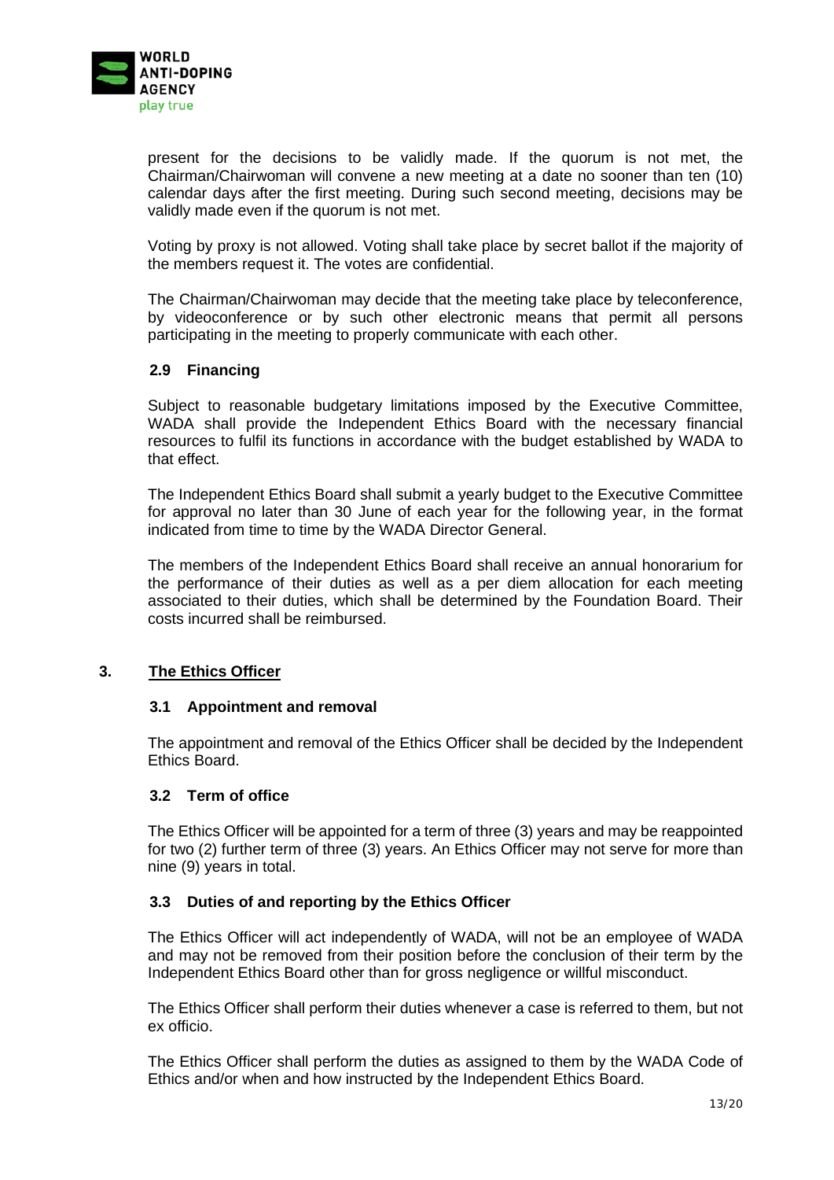present for the decisions to be validly made. If the quorum is not met, the Chairman/Chairwoman will convene a new meeting at a date no sooner than ten (10) calendar days after the first meeting. During such second meeting, decisions may be validly made even if the quorum is not met.

Voting by proxy is not allowed. Voting shall take place by secret ballot if the majority of the members request it. The votes are confidential.

The Chairman/Chairwoman may decide that the meeting take place by teleconference, by videoconference or by such other electronic means that permit all persons participating in the meeting to properly communicate with each other.

### 2.9 Financing

Subject to reasonable budgetary limitations imposed by the Executive Committee, WADA shall provide the Independent Ethics Board with the necessary financial resources to fulfil its functions in accordance with the budget established by WADA to that effect.

The Independent Ethics Board shall submit a yearly budget to the Executive Committee for approval no later than 30 June of each year for the following year, in the format indicated from time to time by the WADA Director General.

The members of the Independent Ethics Board shall receive an annual honorarium for the performance of their duties as well as a per diem allocation for each meeting associated to their duties, which shall be determined by the Foundation Board. Their costs incurred shall be reimbursed.

## 3. The Ethics Officer

### 3.1 Appointment and removal

The appointment and removal of the Ethics Officer shall be decided by the Independent Ethics Board.

### 3.2 Term of office

The Ethics Officer will be appointed for a term of three (3) years and may be reappointed for two (2) further term of three (3) years. An Ethics Officer may not serve for more than nine (9) years in total.

### 3.3 Duties of and reporting by the Ethics Officer

The Ethics Officer will act independently of WADA, will not be an employee of WADA and may not be removed from their position before the conclusion of their term by the Independent Ethics Board other than for gross negligence or willful misconduct.

The Ethics Officer shall perform their duties whenever a case is referred to them, but not ex officio.

The Ethics Officer shall perform the duties as assigned to them by the WADA Code of Ethics and/or when and how instructed by the Independent Ethics Board.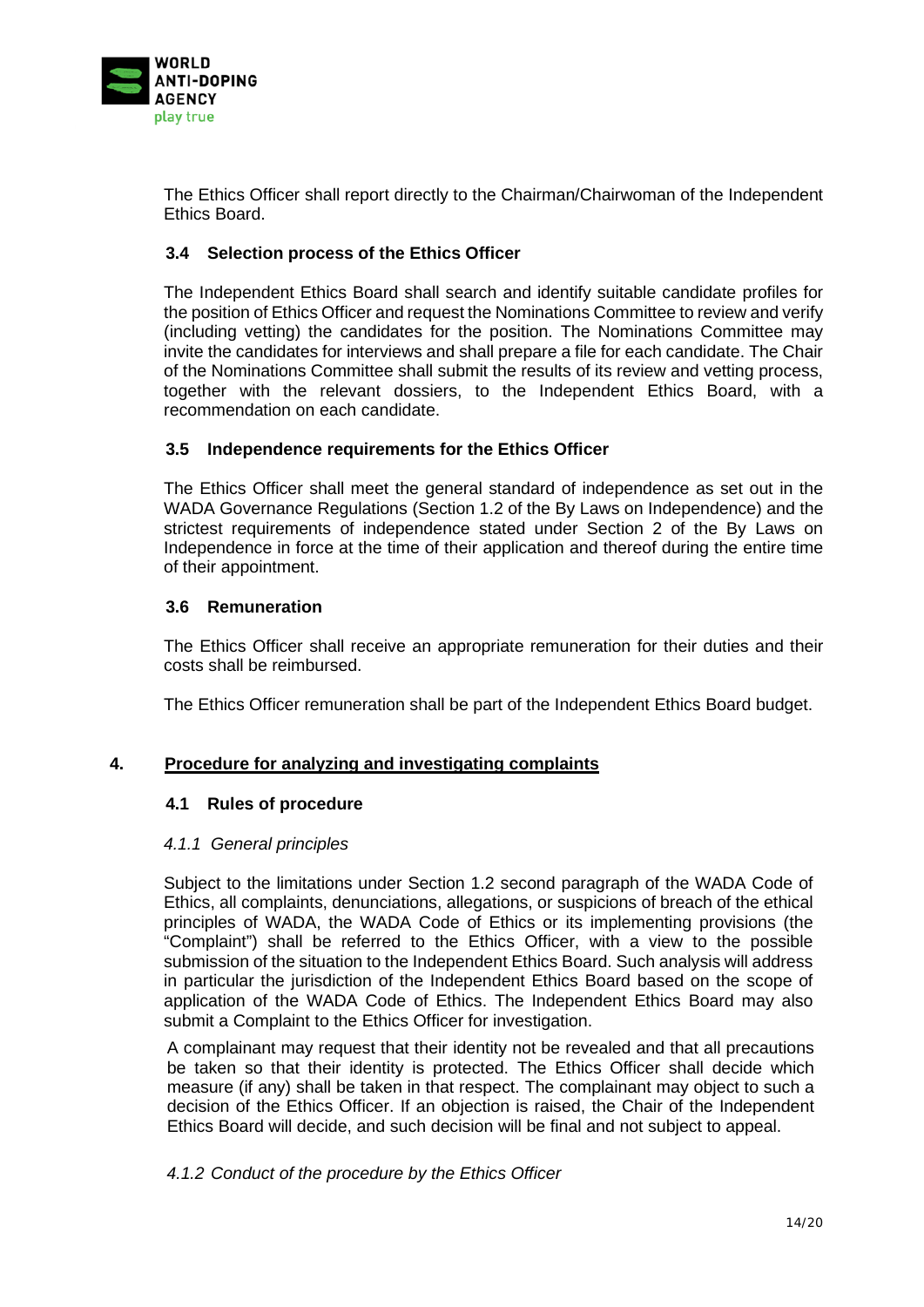The Ethics Officer shall report directly to the Chairman/Chairwoman of the Independent Ethics Board.

### 3.4 Selection process of the Ethics Officer

The Independent Ethics Board shall search and identify suitable candidate profiles for the position of Ethics Officer and request the Nominations Committee to review and verify (including vetting) the candidates for the position. The Nominations Committee may invite the candidates for interviews and shall prepare a file for each candidate. The Chair of the Nominations Committee shall submit the results of its review and vetting process, together with the relevant dossiers, to the Independent Ethics Board, with a recommendation on each candidate.

### 3.5 Independence requirements for the Ethics Officer

The Ethics Officer shall meet the general standard of independence as set out in the WADA Governance Regulations (Section 1.2 of the By Laws on Independence) and the strictest requirements of independence stated under Section 2 of the By Laws on Independence in force at the time of their application and thereof during the entire time of their appointment.

### 3.6 Remuneration

The Ethics Officer shall receive an appropriate remuneration for their duties and their costs shall be reimbursed.

The Ethics Officer remuneration shall be part of the Independent Ethics Board budget.

## 4. Procedure for analyzing and investigating complaints

### 4.1 Rules of procedure

*4.1.1 General principles*

Subject to the limitations under Section 1.2 second paragraph of the WADA Code of Ethics, all complaints, denunciations, allegations, or suspicions of breach of the ethical principles of WADA, the WADA Code of Ethics or its implementing provisions (the "Complaint") shall be referred to the Ethics Officer, with a view to the possible submission of the situation to the Independent Ethics Board. Such analysis will address in particular the jurisdiction of the Independent Ethics Board based on the scope of application of the WADA Code of Ethics. The Independent Ethics Board may also submit a Complaint to the Ethics Officer for investigation.

A complainant may request that their identity not be revealed and that all precautions be taken so that their identity is protected. The Ethics Officer shall decide which measure (if any) shall be taken in that respect. The complainant may object to such a decision of the Ethics Officer. If an objection is raised, the Chair of the Independent Ethics Board will decide, and such decision will be final and not subject to appeal.

*4.1.2 Conduct of the procedure by the Ethics Officer*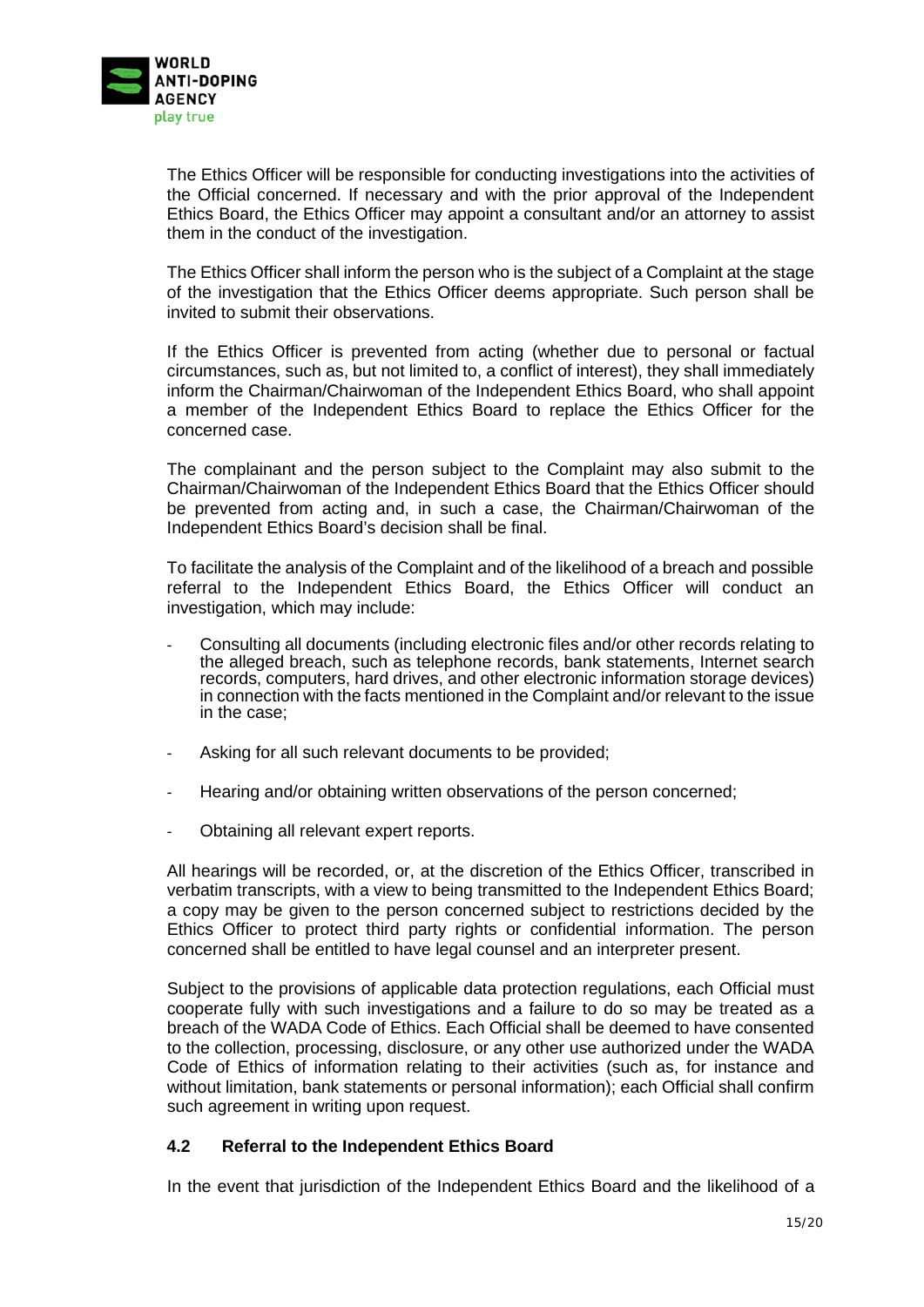The Ethics Officer will be responsible for conducting investigations into the activities of the Official concerned. If necessary and with the prior approval of the Independent Ethics Board, the Ethics Officer may appoint a consultant and/or an attorney to assist them in the conduct of the investigation.

The Ethics Officer shall inform the person who is the subject of a Complaint at the stage of the investigation that the Ethics Officer deems appropriate. Such person shall be invited to submit their observations.

If the Ethics Officer is prevented from acting (whether due to personal or factual circumstances, such as, but not limited to, a conflict of interest), they shall immediately inform the Chairman/Chairwoman of the Independent Ethics Board, who shall appoint a member of the Independent Ethics Board to replace the Ethics Officer for the concerned case.

The complainant and the person subject to the Complaint may also submit to the Chairman/Chairwoman of the Independent Ethics Board that the Ethics Officer should be prevented from acting and, in such a case, the Chairman/Chairwoman of the Independent Ethics Board's decision shall be final.

To facilitate the analysis of the Complaint and of the likelihood of a breach and possible referral to the Independent Ethics Board, the Ethics Officer will conduct an investigation, which may include:

- Consulting all documents (including electronic files and/or other records relating to the alleged breach, such as telephone records, bank statements, Internet search records, computers, hard drives, and other electronic information storage devices) in connection with the facts mentioned in the Complaint and/or relevant to the issue in the case;

- Asking for all such relevant documents to be provided;

- Hearing and/or obtaining written observations of the person concerned;

- Obtaining all relevant expert reports.

All hearings will be recorded, or, at the discretion of the Ethics Officer, transcribed in verbatim transcripts, with a view to being transmitted to the Independent Ethics Board; a copy may be given to the person concerned subject to restrictions decided by the Ethics Officer to protect third party rights or confidential information. The person concerned shall be entitled to have legal counsel and an interpreter present.

Subject to the provisions of applicable data protection regulations, each Official must cooperate fully with such investigations and a failure to do so may be treated as a breach of the WADA Code of Ethics. Each Official shall be deemed to have consented to the collection, processing, disclosure, or any other use authorized under the WADA Code of Ethics of information relating to their activities (such as, for instance and without limitation, bank statements or personal information); each Official shall confirm such agreement in writing upon request.

### 4.2 Referral to the Independent Ethics Board

In the event that jurisdiction of the Independent Ethics Board and the likelihood of a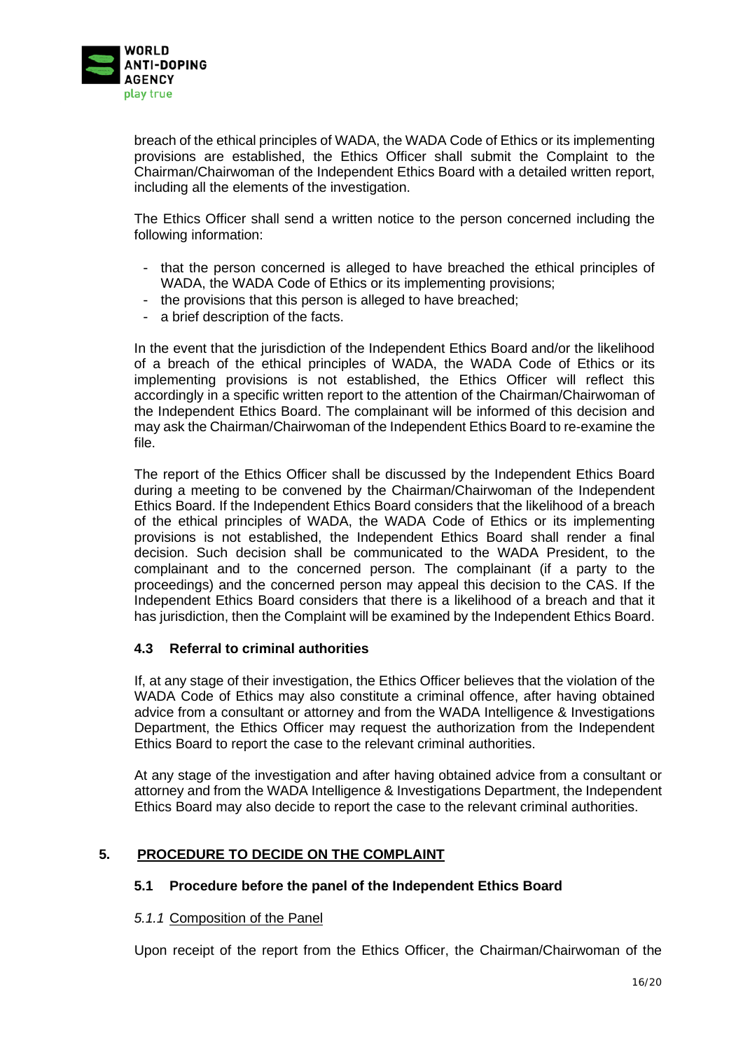breach of the ethical principles of WADA, the WADA Code of Ethics or its implementing provisions are established, the Ethics Officer shall submit the Complaint to the Chairman/Chairwoman of the Independent Ethics Board with a detailed written report, including all the elements of the investigation.

The Ethics Officer shall send a written notice to the person concerned including the following information:

- that the person concerned is alleged to have breached the ethical principles of WADA, the WADA Code of Ethics or its implementing provisions;
- the provisions that this person is alleged to have breached;
- a brief description of the facts.

In the event that the jurisdiction of the Independent Ethics Board and/or the likelihood of a breach of the ethical principles of WADA, the WADA Code of Ethics or its implementing provisions is not established, the Ethics Officer will reflect this accordingly in a specific written report to the attention of the Chairman/Chairwoman of the Independent Ethics Board. The complainant will be informed of this decision and may ask the Chairman/Chairwoman of the Independent Ethics Board to re-examine the file.

The report of the Ethics Officer shall be discussed by the Independent Ethics Board during a meeting to be convened by the Chairman/Chairwoman of the Independent Ethics Board. If the Independent Ethics Board considers that the likelihood of a breach of the ethical principles of WADA, the WADA Code of Ethics or its implementing provisions is not established, the Independent Ethics Board shall render a final decision. Such decision shall be communicated to the WADA President, to the complainant and to the concerned person. The complainant (if a party to the proceedings) and the concerned person may appeal this decision to the CAS. If the Independent Ethics Board considers that there is a likelihood of a breach and that it has jurisdiction, then the Complaint will be examined by the Independent Ethics Board.

### 4.3 Referral to criminal authorities

If, at any stage of their investigation, the Ethics Officer believes that the violation of the WADA Code of Ethics may also constitute a criminal offence, after having obtained advice from a consultant or attorney and from the WADA Intelligence & Investigations Department, the Ethics Officer may request the authorization from the Independent Ethics Board to report the case to the relevant criminal authorities.

At any stage of the investigation and after having obtained advice from a consultant or attorney and from the WADA Intelligence & Investigations Department, the Independent Ethics Board may also decide to report the case to the relevant criminal authorities.

## 5. PROCEDURE TO DECIDE ON THE COMPLAINT

### 5.1 Procedure before the panel of the Independent Ethics Board

#### *5.1.1* Composition of the Panel

Upon receipt of the report from the Ethics Officer, the Chairman/Chairwoman of the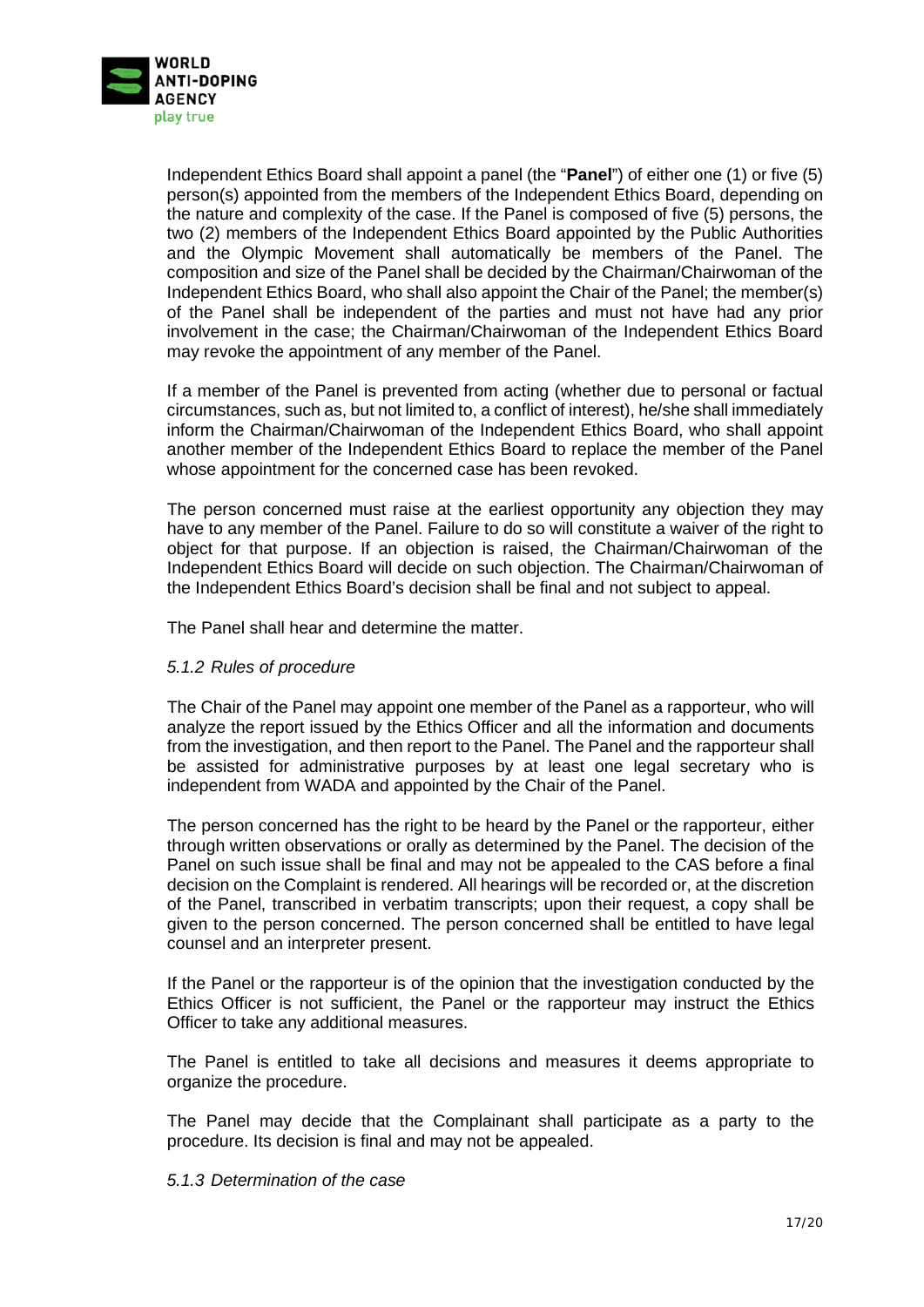Independent Ethics Board shall appoint a panel (the "**Panel**") of either one (1) or five (5) person(s) appointed from the members of the Independent Ethics Board, depending on the nature and complexity of the case. If the Panel is composed of five (5) persons, the two (2) members of the Independent Ethics Board appointed by the Public Authorities and the Olympic Movement shall automatically be members of the Panel. The composition and size of the Panel shall be decided by the Chairman/Chairwoman of the Independent Ethics Board, who shall also appoint the Chair of the Panel; the member(s) of the Panel shall be independent of the parties and must not have had any prior involvement in the case; the Chairman/Chairwoman of the Independent Ethics Board may revoke the appointment of any member of the Panel.

If a member of the Panel is prevented from acting (whether due to personal or factual circumstances, such as, but not limited to, a conflict of interest), he/she shall immediately inform the Chairman/Chairwoman of the Independent Ethics Board, who shall appoint another member of the Independent Ethics Board to replace the member of the Panel whose appointment for the concerned case has been revoked.

The person concerned must raise at the earliest opportunity any objection they may have to any member of the Panel. Failure to do so will constitute a waiver of the right to object for that purpose. If an objection is raised, the Chairman/Chairwoman of the Independent Ethics Board will decide on such objection. The Chairman/Chairwoman of the Independent Ethics Board's decision shall be final and not subject to appeal.

The Panel shall hear and determine the matter.

*5.1.2 Rules of procedure*

The Chair of the Panel may appoint one member of the Panel as a rapporteur, who will analyze the report issued by the Ethics Officer and all the information and documents from the investigation, and then report to the Panel. The Panel and the rapporteur shall be assisted for administrative purposes by at least one legal secretary who is independent from WADA and appointed by the Chair of the Panel.

The person concerned has the right to be heard by the Panel or the rapporteur, either through written observations or orally as determined by the Panel. The decision of the Panel on such issue shall be final and may not be appealed to the CAS before a final decision on the Complaint is rendered. All hearings will be recorded or, at the discretion of the Panel, transcribed in verbatim transcripts; upon their request, a copy shall be given to the person concerned. The person concerned shall be entitled to have legal counsel and an interpreter present.

If the Panel or the rapporteur is of the opinion that the investigation conducted by the Ethics Officer is not sufficient, the Panel or the rapporteur may instruct the Ethics Officer to take any additional measures.

The Panel is entitled to take all decisions and measures it deems appropriate to organize the procedure.

The Panel may decide that the Complainant shall participate as a party to the procedure. Its decision is final and may not be appealed.

*5.1.3 Determination of the case*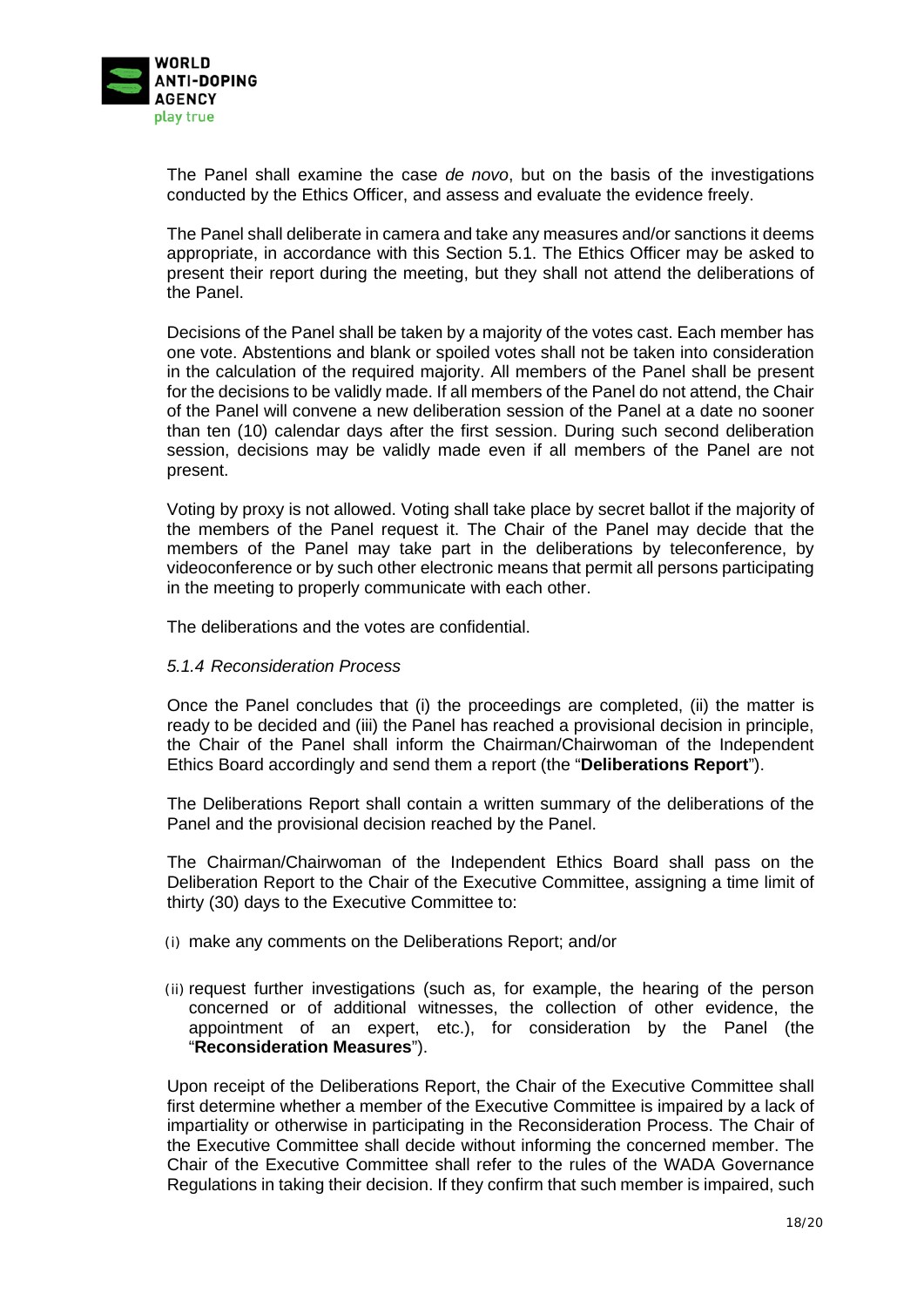The Panel shall examine the case *de novo*, but on the basis of the investigations conducted by the Ethics Officer, and assess and evaluate the evidence freely.

The Panel shall deliberate in camera and take any measures and/or sanctions it deems appropriate, in accordance with this Section 5.1. The Ethics Officer may be asked to present their report during the meeting, but they shall not attend the deliberations of the Panel.

Decisions of the Panel shall be taken by a majority of the votes cast. Each member has one vote. Abstentions and blank or spoiled votes shall not be taken into consideration in the calculation of the required majority. All members of the Panel shall be present for the decisions to be validly made. If all members of the Panel do not attend, the Chair of the Panel will convene a new deliberation session of the Panel at a date no sooner than ten (10) calendar days after the first session. During such second deliberation session, decisions may be validly made even if all members of the Panel are not present.

Voting by proxy is not allowed. Voting shall take place by secret ballot if the majority of the members of the Panel request it. The Chair of the Panel may decide that the members of the Panel may take part in the deliberations by teleconference, by videoconference or by such other electronic means that permit all persons participating in the meeting to properly communicate with each other.

The deliberations and the votes are confidential.

*5.1.4 Reconsideration Process*

Once the Panel concludes that (i) the proceedings are completed, (ii) the matter is ready to be decided and (iii) the Panel has reached a provisional decision in principle, the Chair of the Panel shall inform the Chairman/Chairwoman of the Independent Ethics Board accordingly and send them a report (the "**Deliberations Report**").

The Deliberations Report shall contain a written summary of the deliberations of the Panel and the provisional decision reached by the Panel.

The Chairman/Chairwoman of the Independent Ethics Board shall pass on the Deliberation Report to the Chair of the Executive Committee, assigning a time limit of thirty (30) days to the Executive Committee to:

(i) make any comments on the Deliberations Report; and/or

(ii) request further investigations (such as, for example, the hearing of the person concerned or of additional witnesses, the collection of other evidence, the appointment of an expert, etc.), for consideration by the Panel (the "**Reconsideration Measures**").

Upon receipt of the Deliberations Report, the Chair of the Executive Committee shall first determine whether a member of the Executive Committee is impaired by a lack of impartiality or otherwise in participating in the Reconsideration Process. The Chair of the Executive Committee shall decide without informing the concerned member. The Chair of the Executive Committee shall refer to the rules of the WADA Governance Regulations in taking their decision. If they confirm that such member is impaired, such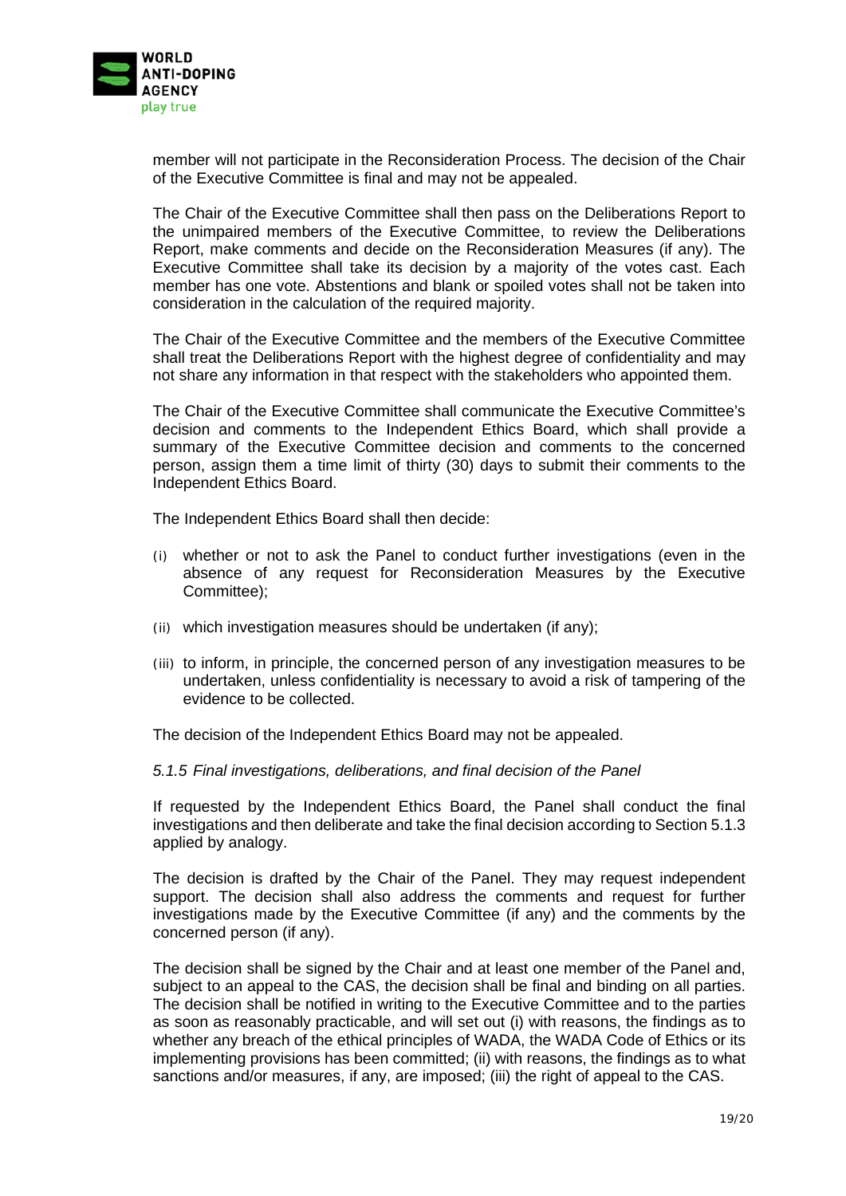member will not participate in the Reconsideration Process. The decision of the Chair of the Executive Committee is final and may not be appealed.

The Chair of the Executive Committee shall then pass on the Deliberations Report to the unimpaired members of the Executive Committee, to review the Deliberations Report, make comments and decide on the Reconsideration Measures (if any). The Executive Committee shall take its decision by a majority of the votes cast. Each member has one vote. Abstentions and blank or spoiled votes shall not be taken into consideration in the calculation of the required majority.

The Chair of the Executive Committee and the members of the Executive Committee shall treat the Deliberations Report with the highest degree of confidentiality and may not share any information in that respect with the stakeholders who appointed them.

The Chair of the Executive Committee shall communicate the Executive Committee's decision and comments to the Independent Ethics Board, which shall provide a summary of the Executive Committee decision and comments to the concerned person, assign them a time limit of thirty (30) days to submit their comments to the Independent Ethics Board.

The Independent Ethics Board shall then decide:

(i) whether or not to ask the Panel to conduct further investigations (even in the absence of any request for Reconsideration Measures by the Executive Committee);

(ii) which investigation measures should be undertaken (if any);

(iii) to inform, in principle, the concerned person of any investigation measures to be undertaken, unless confidentiality is necessary to avoid a risk of tampering of the evidence to be collected.

The decision of the Independent Ethics Board may not be appealed.

*5.1.5 Final investigations, deliberations, and final decision of the Panel*

If requested by the Independent Ethics Board, the Panel shall conduct the final investigations and then deliberate and take the final decision according to Section 5.1.3 applied by analogy.

The decision is drafted by the Chair of the Panel. They may request independent support. The decision shall also address the comments and request for further investigations made by the Executive Committee (if any) and the comments by the concerned person (if any).

The decision shall be signed by the Chair and at least one member of the Panel and, subject to an appeal to the CAS, the decision shall be final and binding on all parties. The decision shall be notified in writing to the Executive Committee and to the parties as soon as reasonably practicable, and will set out (i) with reasons, the findings as to whether any breach of the ethical principles of WADA, the WADA Code of Ethics or its implementing provisions has been committed; (ii) with reasons, the findings as to what sanctions and/or measures, if any, are imposed; (iii) the right of appeal to the CAS.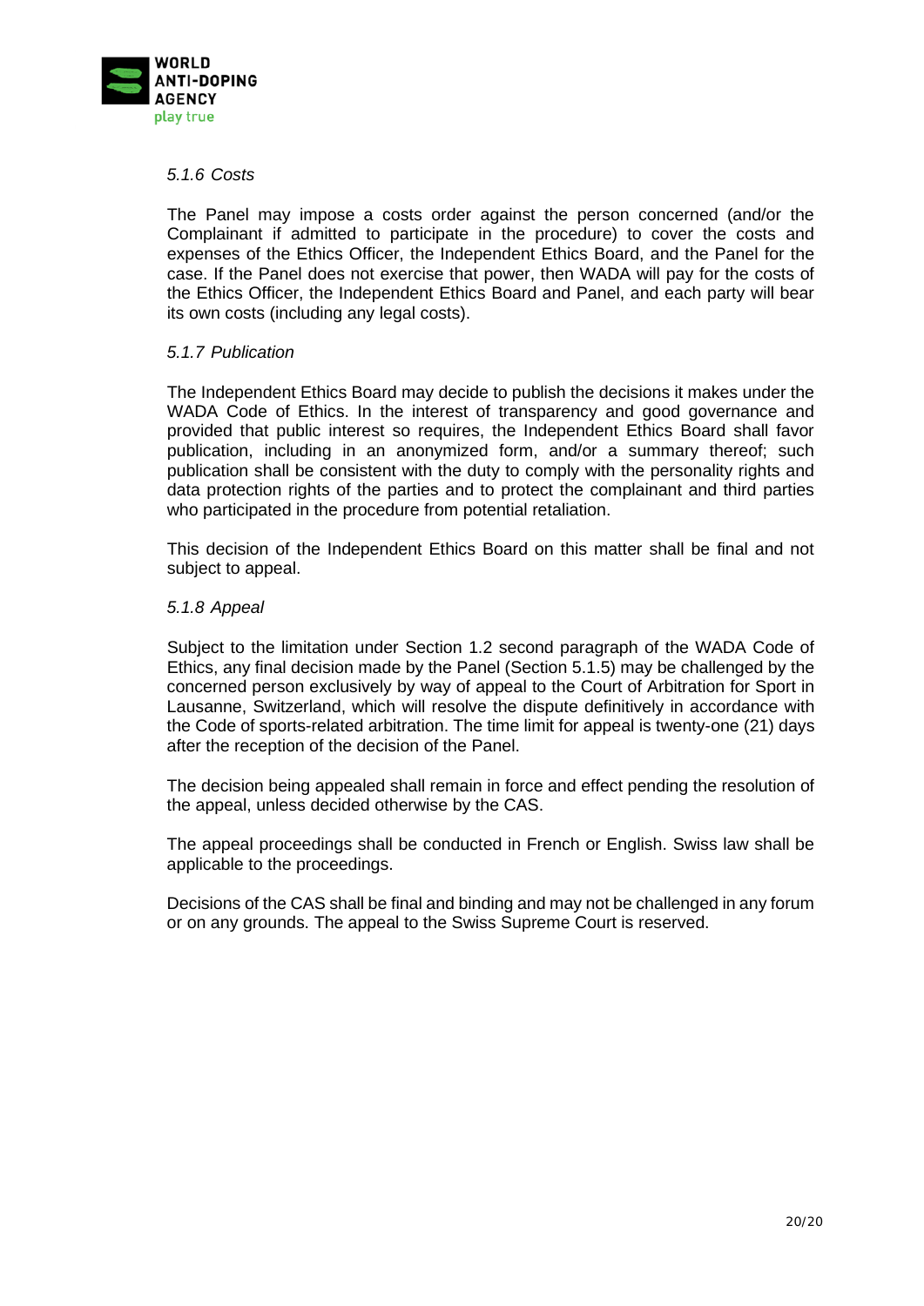*5.1.6 Costs*

The Panel may impose a costs order against the person concerned (and/or the Complainant if admitted to participate in the procedure) to cover the costs and expenses of the Ethics Officer, the Independent Ethics Board, and the Panel for the case. If the Panel does not exercise that power, then WADA will pay for the costs of the Ethics Officer, the Independent Ethics Board and Panel, and each party will bear its own costs (including any legal costs).

*5.1.7 Publication*

The Independent Ethics Board may decide to publish the decisions it makes under the WADA Code of Ethics. In the interest of transparency and good governance and provided that public interest so requires, the Independent Ethics Board shall favor publication, including in an anonymized form, and/or a summary thereof; such publication shall be consistent with the duty to comply with the personality rights and data protection rights of the parties and to protect the complainant and third parties who participated in the procedure from potential retaliation.

This decision of the Independent Ethics Board on this matter shall be final and not subject to appeal.

*5.1.8 Appeal*

Subject to the limitation under Section 1.2 second paragraph of the WADA Code of Ethics, any final decision made by the Panel (Section 5.1.5) may be challenged by the concerned person exclusively by way of appeal to the Court of Arbitration for Sport in Lausanne, Switzerland, which will resolve the dispute definitively in accordance with the Code of sports-related arbitration. The time limit for appeal is twenty-one (21) days after the reception of the decision of the Panel.

The decision being appealed shall remain in force and effect pending the resolution of the appeal, unless decided otherwise by the CAS.

The appeal proceedings shall be conducted in French or English. Swiss law shall be applicable to the proceedings.

Decisions of the CAS shall be final and binding and may not be challenged in any forum or on any grounds. The appeal to the Swiss Supreme Court is reserved.